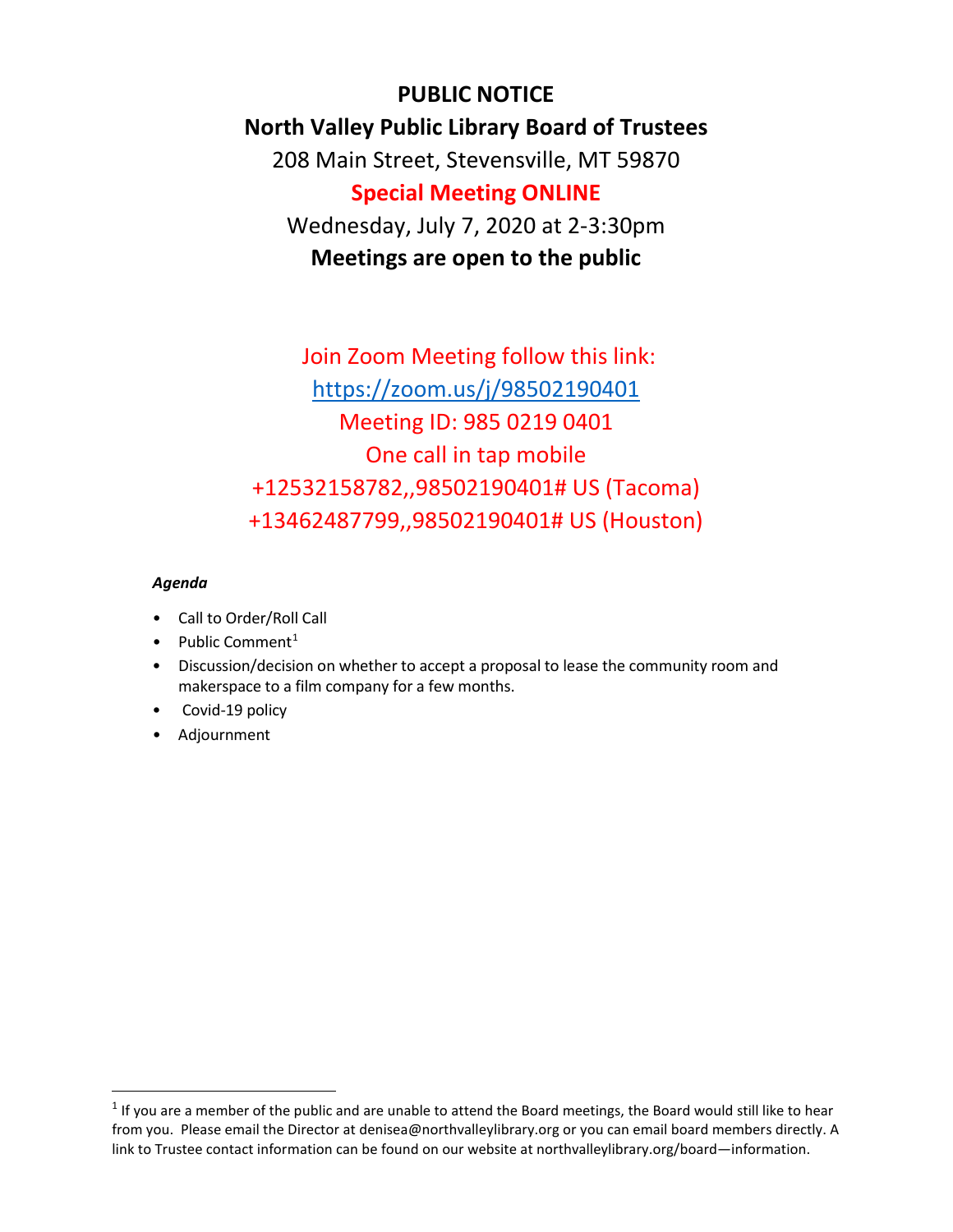# PUBLIC NOTICE

## North Valley Public Library Board of Trustees

208 Main Street, Stevensville, MT 59870

**Special Meeting ONLINE**

Wednesday, July 7, 2020 at 2-3:30pm

**Meetings are open to the public**

Join Zoom Meeting follow this link:

https://zoom.us/j/98502190401

Meeting ID: 985 0219 0401

One call in tap mobile

+12532158782,,98502190401# US (Tacoma)

+13462487799,,98502190401# US (Houston)

***Agenda***

- Call to Order/Roll Call
- Public Comment[1]
- Discussion/decision on whether to accept a proposal to lease the community room and makerspace to a film company for a few months.
- Covid-19 policy
- Adjournment

---

[1] If you are a member of the public and are unable to attend the Board meetings, the Board would still like to hear from you. Please email the Director at denisea@northvalleylibrary.org or you can email board members directly. A link to Trustee contact information can be found on our website at northvalleylibrary.org/board—information.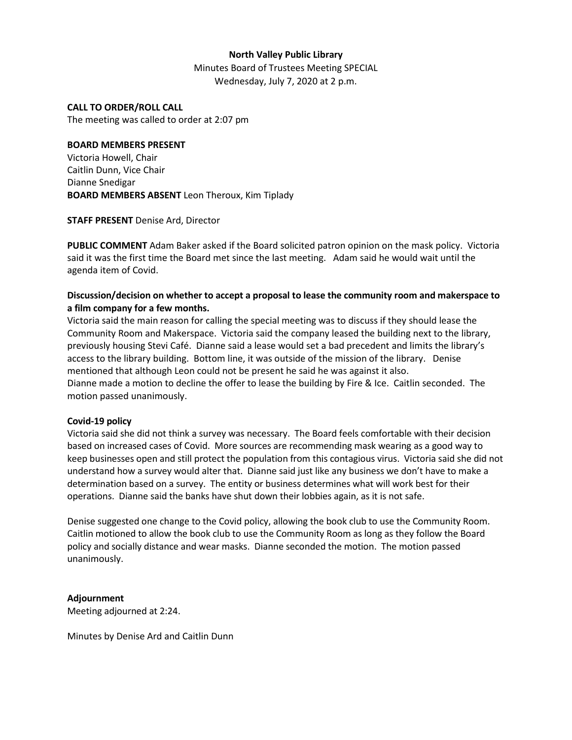**North Valley Public Library**

Minutes Board of Trustees Meeting SPECIAL

Wednesday, July 7, 2020 at 2 p.m.

**CALL TO ORDER/ROLL CALL**

The meeting was called to order at 2:07 pm

**BOARD MEMBERS PRESENT**

Victoria Howell, Chair

Caitlin Dunn, Vice Chair

Dianne Snedigar

**BOARD MEMBERS ABSENT** Leon Theroux, Kim Tiplady

**STAFF PRESENT** Denise Ard, Director

**PUBLIC COMMENT** Adam Baker asked if the Board solicited patron opinion on the mask policy. Victoria said it was the first time the Board met since the last meeting. Adam said he would wait until the agenda item of Covid.

**Discussion/decision on whether to accept a proposal to lease the community room and makerspace to a film company for a few months.**

Victoria said the main reason for calling the special meeting was to discuss if they should lease the Community Room and Makerspace. Victoria said the company leased the building next to the library, previously housing Stevi Café. Dianne said a lease would set a bad precedent and limits the library's access to the library building. Bottom line, it was outside of the mission of the library. Denise mentioned that although Leon could not be present he said he was against it also.

Dianne made a motion to decline the offer to lease the building by Fire & Ice. Caitlin seconded. The motion passed unanimously.

**Covid-19 policy**

Victoria said she did not think a survey was necessary. The Board feels comfortable with their decision based on increased cases of Covid. More sources are recommending mask wearing as a good way to keep businesses open and still protect the population from this contagious virus. Victoria said she did not understand how a survey would alter that. Dianne said just like any business we don't have to make a determination based on a survey. The entity or business determines what will work best for their operations. Dianne said the banks have shut down their lobbies again, as it is not safe.

Denise suggested one change to the Covid policy, allowing the book club to use the Community Room. Caitlin motioned to allow the book club to use the Community Room as long as they follow the Board policy and socially distance and wear masks. Dianne seconded the motion. The motion passed unanimously.

**Adjournment**

Meeting adjourned at 2:24.

Minutes by Denise Ard and Caitlin Dunn